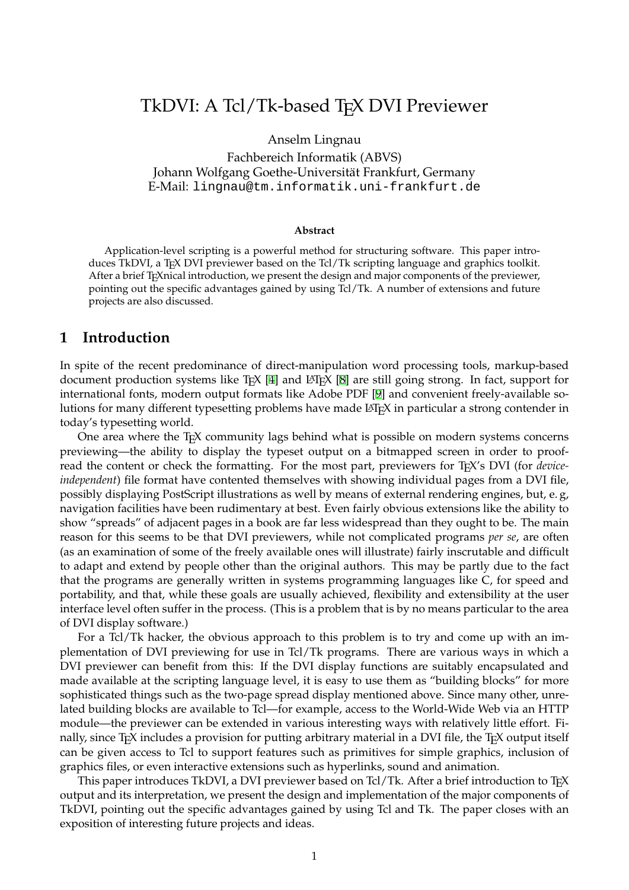# TkDVI: A Tcl/Tk-based TeX DVI Previewer

Anselm Lingnau

Fachbereich Informatik (ABVS)
Johann Wolfgang Goethe-Universität Frankfurt, Germany
E-Mail: `lingnau@tm.informatik.uni-frankfurt.de`

**Abstract**

Application-level scripting is a powerful method for structuring software. This paper introduces TkDVI, a TeX DVI previewer based on the Tcl/Tk scripting language and graphics toolkit. After a brief TeXnical introduction, we present the design and major components of the previewer, pointing out the specific advantages gained by using Tcl/Tk. A number of extensions and future projects are also discussed.

## 1 Introduction

In spite of the recent predominance of direct-manipulation word processing tools, markup-based document production systems like TeX [4] and LaTeX [8] are still going strong. In fact, support for international fonts, modern output formats like Adobe PDF [9] and convenient freely-available solutions for many different typesetting problems have made LaTeX in particular a strong contender in today's typesetting world.

One area where the TeX community lags behind what is possible on modern systems concerns previewing—the ability to display the typeset output on a bitmapped screen in order to proofread the content or check the formatting. For the most part, previewers for TeX's DVI (for *device-independent*) file format have contented themselves with showing individual pages from a DVI file, possibly displaying PostScript illustrations as well by means of external rendering engines, but, e. g, navigation facilities have been rudimentary at best. Even fairly obvious extensions like the ability to show "spreads" of adjacent pages in a book are far less widespread than they ought to be. The main reason for this seems to be that DVI previewers, while not complicated programs *per se*, are often (as an examination of some of the freely available ones will illustrate) fairly inscrutable and difficult to adapt and extend by people other than the original authors. This may be partly due to the fact that the programs are generally written in systems programming languages like C, for speed and portability, and that, while these goals are usually achieved, flexibility and extensibility at the user interface level often suffer in the process. (This is a problem that is by no means particular to the area of DVI display software.)

For a Tcl/Tk hacker, the obvious approach to this problem is to try and come up with an implementation of DVI previewing for use in Tcl/Tk programs. There are various ways in which a DVI previewer can benefit from this: If the DVI display functions are suitably encapsulated and made available at the scripting language level, it is easy to use them as "building blocks" for more sophisticated things such as the two-page spread display mentioned above. Since many other, unrelated building blocks are available to Tcl—for example, access to the World-Wide Web via an HTTP module—the previewer can be extended in various interesting ways with relatively little effort. Finally, since TeX includes a provision for putting arbitrary material in a DVI file, the TeX output itself can be given access to Tcl to support features such as primitives for simple graphics, inclusion of graphics files, or even interactive extensions such as hyperlinks, sound and animation.

This paper introduces TkDVI, a DVI previewer based on Tcl/Tk. After a brief introduction to TeX output and its interpretation, we present the design and implementation of the major components of TkDVI, pointing out the specific advantages gained by using Tcl and Tk. The paper closes with an exposition of interesting future projects and ideas.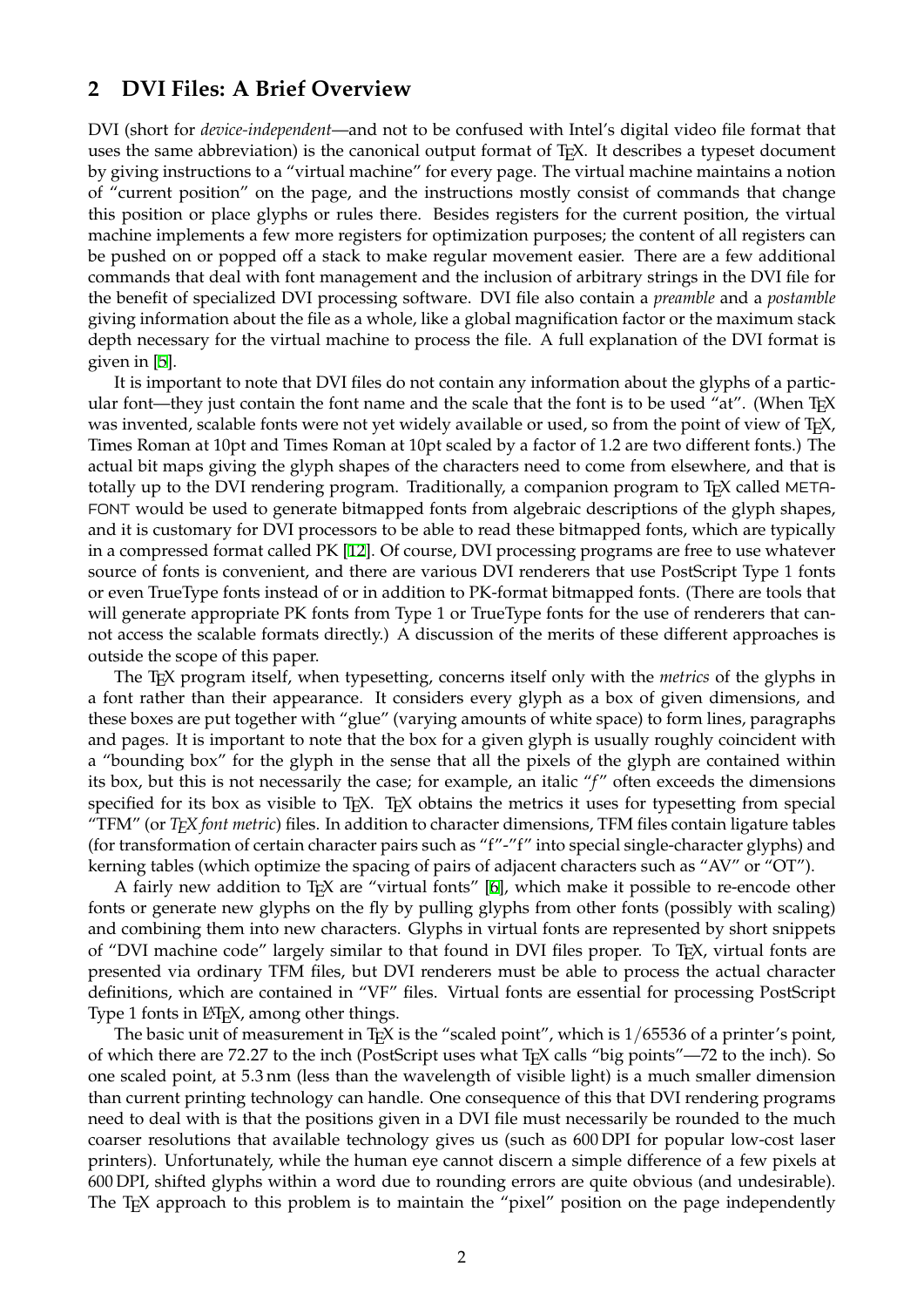## 2 DVI Files: A Brief Overview

DVI (short for *device-independent*—and not to be confused with Intel's digital video file format that uses the same abbreviation) is the canonical output format of TEX. It describes a typeset document by giving instructions to a "virtual machine" for every page. The virtual machine maintains a notion of "current position" on the page, and the instructions mostly consist of commands that change this position or place glyphs or rules there. Besides registers for the current position, the virtual machine implements a few more registers for optimization purposes; the content of all registers can be pushed on or popped off a stack to make regular movement easier. There are a few additional commands that deal with font management and the inclusion of arbitrary strings in the DVI file for the benefit of specialized DVI processing software. DVI file also contain a *preamble* and a *postamble* giving information about the file as a whole, like a global magnification factor or the maximum stack depth necessary for the virtual machine to process the file. A full explanation of the DVI format is given in [5].

It is important to note that DVI files do not contain any information about the glyphs of a particular font—they just contain the font name and the scale that the font is to be used "at". (When TEX was invented, scalable fonts were not yet widely available or used, so from the point of view of TEX, Times Roman at 10pt and Times Roman at 10pt scaled by a factor of 1.2 are two different fonts.) The actual bit maps giving the glyph shapes of the characters need to come from elsewhere, and that is totally up to the DVI rendering program. Traditionally, a companion program to TEX called METAFONT would be used to generate bitmapped fonts from algebraic descriptions of the glyph shapes, and it is customary for DVI processors to be able to read these bitmapped fonts, which are typically in a compressed format called PK [12]. Of course, DVI processing programs are free to use whatever source of fonts is convenient, and there are various DVI renderers that use PostScript Type 1 fonts or even TrueType fonts instead of or in addition to PK-format bitmapped fonts. (There are tools that will generate appropriate PK fonts from Type 1 or TrueType fonts for the use of renderers that cannot access the scalable formats directly.) A discussion of the merits of these different approaches is outside the scope of this paper.

The TEX program itself, when typesetting, concerns itself only with the *metrics* of the glyphs in a font rather than their appearance. It considers every glyph as a box of given dimensions, and these boxes are put together with "glue" (varying amounts of white space) to form lines, paragraphs and pages. It is important to note that the box for a given glyph is usually roughly coincident with a "bounding box" for the glyph in the sense that all the pixels of the glyph are contained within its box, but this is not necessarily the case; for example, an italic "*f*" often exceeds the dimensions specified for its box as visible to TEX. TEX obtains the metrics it uses for typesetting from special "TFM" (or *TEX font metric*) files. In addition to character dimensions, TFM files contain ligature tables (for transformation of certain character pairs such as "f"-"f" into special single-character glyphs) and kerning tables (which optimize the spacing of pairs of adjacent characters such as "AV" or "OT").

A fairly new addition to TEX are "virtual fonts" [6], which make it possible to re-encode other fonts or generate new glyphs on the fly by pulling glyphs from other fonts (possibly with scaling) and combining them into new characters. Glyphs in virtual fonts are represented by short snippets of "DVI machine code" largely similar to that found in DVI files proper. To TEX, virtual fonts are presented via ordinary TFM files, but DVI renderers must be able to process the actual character definitions, which are contained in "VF" files. Virtual fonts are essential for processing PostScript Type 1 fonts in LATEX, among other things.

The basic unit of measurement in TEX is the "scaled point", which is $1/65536$ of a printer's point, of which there are 72.27 to the inch (PostScript uses what TEX calls "big points"—72 to the inch). So one scaled point, at 5.3 nm (less than the wavelength of visible light) is a much smaller dimension than current printing technology can handle. One consequence of this that DVI rendering programs need to deal with is that the positions given in a DVI file must necessarily be rounded to the much coarser resolutions that available technology gives us (such as 600 DPI for popular low-cost laser printers). Unfortunately, while the human eye cannot discern a simple difference of a few pixels at 600 DPI, shifted glyphs within a word due to rounding errors are quite obvious (and undesirable). The TEX approach to this problem is to maintain the "pixel" position on the page independently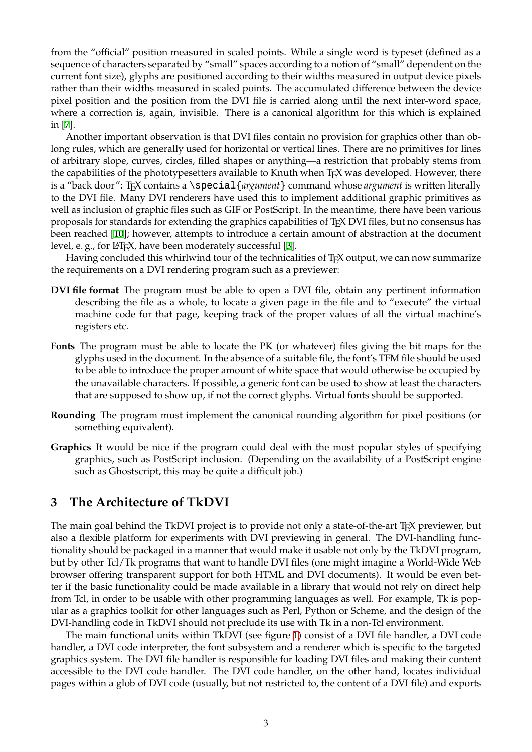from the "official" position measured in scaled points. While a single word is typeset (defined as a sequence of characters separated by "small" spaces according to a notion of "small" dependent on the current font size), glyphs are positioned according to their widths measured in output device pixels rather than their widths measured in scaled points. The accumulated difference between the device pixel position and the position from the DVI file is carried along until the next inter-word space, where a correction is, again, invisible. There is a canonical algorithm for this which is explained in [7].

Another important observation is that DVI files contain no provision for graphics other than oblong rules, which are generally used for horizontal or vertical lines. There are no primitives for lines of arbitrary slope, curves, circles, filled shapes or anything—a restriction that probably stems from the capabilities of the phototypesetters available to Knuth when TeX was developed. However, there is a "back door": TeX contains a `\special{`*argument*`}` command whose *argument* is written literally to the DVI file. Many DVI renderers have used this to implement additional graphic primitives as well as inclusion of graphic files such as GIF or PostScript. In the meantime, there have been various proposals for standards for extending the graphics capabilities of TeX DVI files, but no consensus has been reached [10]; however, attempts to introduce a certain amount of abstraction at the document level, e. g., for LaTeX, have been moderately successful [3].

Having concluded this whirlwind tour of the technicalities of TeX output, we can now summarize the requirements on a DVI rendering program such as a previewer:

**DVI file format** The program must be able to open a DVI file, obtain any pertinent information describing the file as a whole, to locate a given page in the file and to "execute" the virtual machine code for that page, keeping track of the proper values of all the virtual machine's registers etc.

**Fonts** The program must be able to locate the PK (or whatever) files giving the bit maps for the glyphs used in the document. In the absence of a suitable file, the font's TFM file should be used to be able to introduce the proper amount of white space that would otherwise be occupied by the unavailable characters. If possible, a generic font can be used to show at least the characters that are supposed to show up, if not the correct glyphs. Virtual fonts should be supported.

**Rounding** The program must implement the canonical rounding algorithm for pixel positions (or something equivalent).

**Graphics** It would be nice if the program could deal with the most popular styles of specifying graphics, such as PostScript inclusion. (Depending on the availability of a PostScript engine such as Ghostscript, this may be quite a difficult job.)

## 3 The Architecture of TkDVI

The main goal behind the TkDVI project is to provide not only a state-of-the-art TeX previewer, but also a flexible platform for experiments with DVI previewing in general. The DVI-handling functionality should be packaged in a manner that would make it usable not only by the TkDVI program, but by other Tcl/Tk programs that want to handle DVI files (one might imagine a World-Wide Web browser offering transparent support for both HTML and DVI documents). It would be even better if the basic functionality could be made available in a library that would not rely on direct help from Tcl, in order to be usable with other programming languages as well. For example, Tk is popular as a graphics toolkit for other languages such as Perl, Python or Scheme, and the design of the DVI-handling code in TkDVI should not preclude its use with Tk in a non-Tcl environment.

The main functional units within TkDVI (see figure 1) consist of a DVI file handler, a DVI code handler, a DVI code interpreter, the font subsystem and a renderer which is specific to the targeted graphics system. The DVI file handler is responsible for loading DVI files and making their content accessible to the DVI code handler. The DVI code handler, on the other hand, locates individual pages within a glob of DVI code (usually, but not restricted to, the content of a DVI file) and exports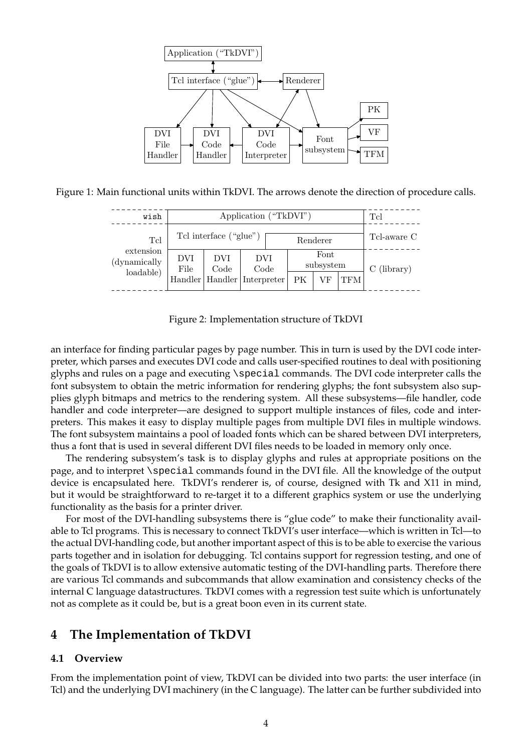Figure 1: Main functional units within TkDVI. The arrows denote the direction of procedure calls.

Figure 2: Implementation structure of TkDVI

an interface for finding particular pages by page number. This in turn is used by the DVI code interpreter, which parses and executes DVI code and calls user-specified routines to deal with positioning glyphs and rules on a page and executing `\special` commands. The DVI code interpreter calls the font subsystem to obtain the metric information for rendering glyphs; the font subsystem also supplies glyph bitmaps and metrics to the rendering system. All these subsystems—file handler, code handler and code interpreter—are designed to support multiple instances of files, code and interpreters. This makes it easy to display multiple pages from multiple DVI files in multiple windows. The font subsystem maintains a pool of loaded fonts which can be shared between DVI interpreters, thus a font that is used in several different DVI files needs to be loaded in memory only once.

The rendering subsystem's task is to display glyphs and rules at appropriate positions on the page, and to interpret `\special` commands found in the DVI file. All the knowledge of the output device is encapsulated here. TkDVI's renderer is, of course, designed with Tk and X11 in mind, but it would be straightforward to re-target it to a different graphics system or use the underlying functionality as the basis for a printer driver.

For most of the DVI-handling subsystems there is "glue code" to make their functionality available to Tcl programs. This is necessary to connect TkDVI's user interface—which is written in Tcl—to the actual DVI-handling code, but another important aspect of this is to be able to exercise the various parts together and in isolation for debugging. Tcl contains support for regression testing, and one of the goals of TkDVI is to allow extensive automatic testing of the DVI-handling parts. Therefore there are various Tcl commands and subcommands that allow examination and consistency checks of the internal C language datastructures. TkDVI comes with a regression test suite which is unfortunately not as complete as it could be, but is a great boon even in its current state.

## 4 The Implementation of TkDVI

### 4.1 Overview

From the implementation point of view, TkDVI can be divided into two parts: the user interface (in Tcl) and the underlying DVI machinery (in the C language). The latter can be further subdivided into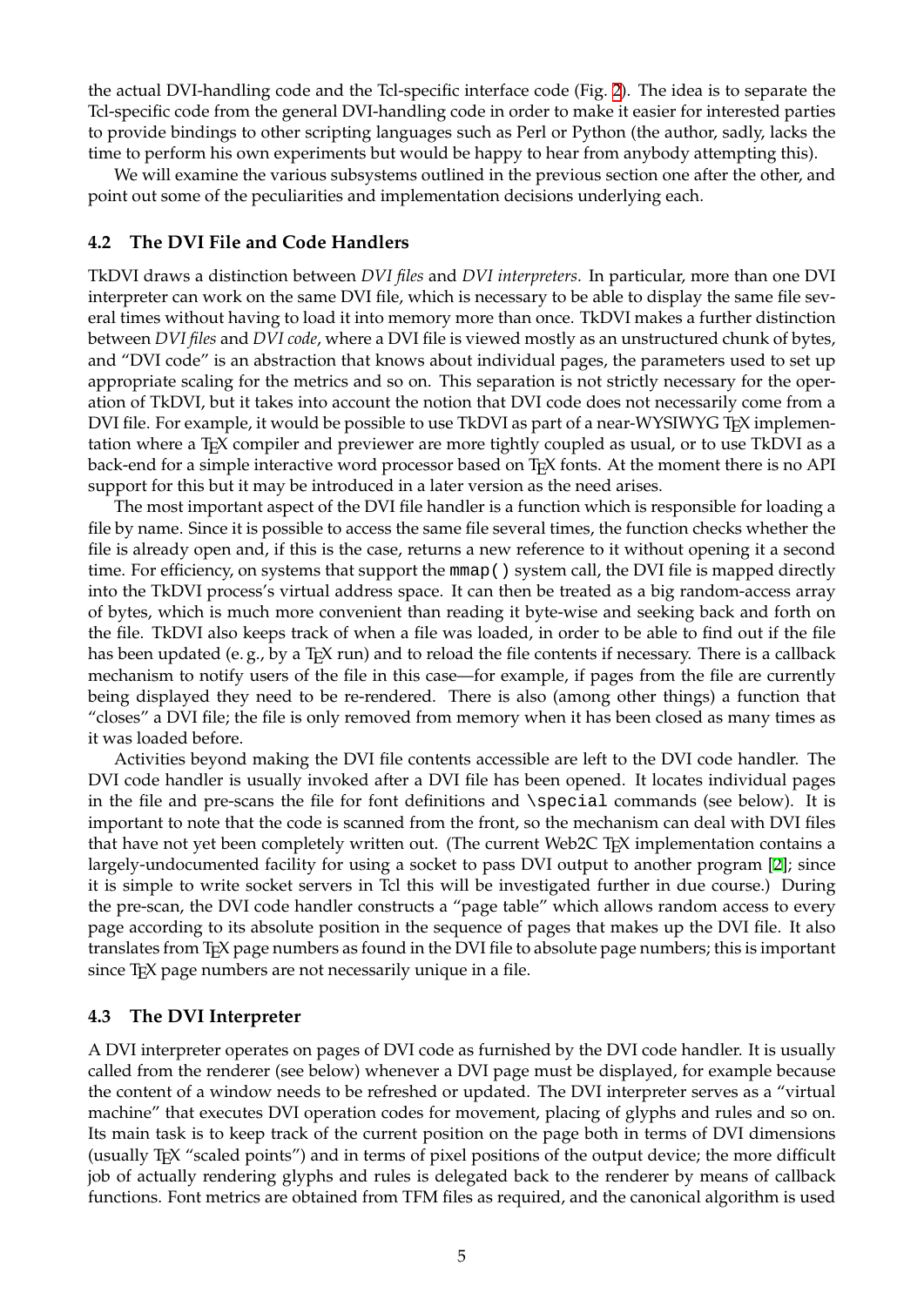the actual DVI-handling code and the Tcl-specific interface code (Fig. 2). The idea is to separate the Tcl-specific code from the general DVI-handling code in order to make it easier for interested parties to provide bindings to other scripting languages such as Perl or Python (the author, sadly, lacks the time to perform his own experiments but would be happy to hear from anybody attempting this).

We will examine the various subsystems outlined in the previous section one after the other, and point out some of the peculiarities and implementation decisions underlying each.

### 4.2 The DVI File and Code Handlers

TkDVI draws a distinction between *DVI files* and *DVI interpreters*. In particular, more than one DVI interpreter can work on the same DVI file, which is necessary to be able to display the same file several times without having to load it into memory more than once. TkDVI makes a further distinction between *DVI files* and *DVI code*, where a DVI file is viewed mostly as an unstructured chunk of bytes, and "DVI code" is an abstraction that knows about individual pages, the parameters used to set up appropriate scaling for the metrics and so on. This separation is not strictly necessary for the operation of TkDVI, but it takes into account the notion that DVI code does not necessarily come from a DVI file. For example, it would be possible to use TkDVI as part of a near-WYSIWYG TeX implementation where a TeX compiler and previewer are more tightly coupled as usual, or to use TkDVI as a back-end for a simple interactive word processor based on TeX fonts. At the moment there is no API support for this but it may be introduced in a later version as the need arises.

The most important aspect of the DVI file handler is a function which is responsible for loading a file by name. Since it is possible to access the same file several times, the function checks whether the file is already open and, if this is the case, returns a new reference to it without opening it a second time. For efficiency, on systems that support the `mmap()` system call, the DVI file is mapped directly into the TkDVI process's virtual address space. It can then be treated as a big random-access array of bytes, which is much more convenient than reading it byte-wise and seeking back and forth on the file. TkDVI also keeps track of when a file was loaded, in order to be able to find out if the file has been updated (e. g., by a TeX run) and to reload the file contents if necessary. There is a callback mechanism to notify users of the file in this case—for example, if pages from the file are currently being displayed they need to be re-rendered. There is also (among other things) a function that "closes" a DVI file; the file is only removed from memory when it has been closed as many times as it was loaded before.

Activities beyond making the DVI file contents accessible are left to the DVI code handler. The DVI code handler is usually invoked after a DVI file has been opened. It locates individual pages in the file and pre-scans the file for font definitions and `\special` commands (see below). It is important to note that the code is scanned from the front, so the mechanism can deal with DVI files that have not yet been completely written out. (The current Web2C TeX implementation contains a largely-undocumented facility for using a socket to pass DVI output to another program [2]; since it is simple to write socket servers in Tcl this will be investigated further in due course.) During the pre-scan, the DVI code handler constructs a "page table" which allows random access to every page according to its absolute position in the sequence of pages that makes up the DVI file. It also translates from TeX page numbers as found in the DVI file to absolute page numbers; this is important since TeX page numbers are not necessarily unique in a file.

### 4.3 The DVI Interpreter

A DVI interpreter operates on pages of DVI code as furnished by the DVI code handler. It is usually called from the renderer (see below) whenever a DVI page must be displayed, for example because the content of a window needs to be refreshed or updated. The DVI interpreter serves as a "virtual machine" that executes DVI operation codes for movement, placing of glyphs and rules and so on. Its main task is to keep track of the current position on the page both in terms of DVI dimensions (usually TeX "scaled points") and in terms of pixel positions of the output device; the more difficult job of actually rendering glyphs and rules is delegated back to the renderer by means of callback functions. Font metrics are obtained from TFM files as required, and the canonical algorithm is used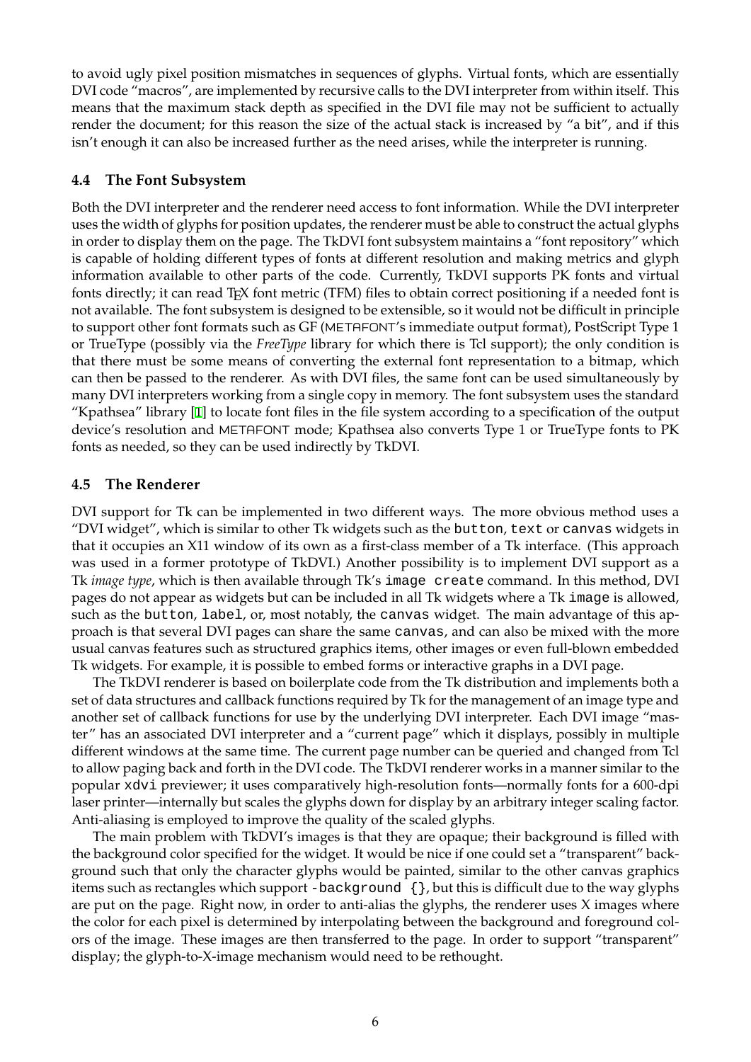to avoid ugly pixel position mismatches in sequences of glyphs. Virtual fonts, which are essentially DVI code "macros", are implemented by recursive calls to the DVI interpreter from within itself. This means that the maximum stack depth as specified in the DVI file may not be sufficient to actually render the document; for this reason the size of the actual stack is increased by "a bit", and if this isn't enough it can also be increased further as the need arises, while the interpreter is running.

### 4.4 The Font Subsystem

Both the DVI interpreter and the renderer need access to font information. While the DVI interpreter uses the width of glyphs for position updates, the renderer must be able to construct the actual glyphs in order to display them on the page. The TkDVI font subsystem maintains a "font repository" which is capable of holding different types of fonts at different resolution and making metrics and glyph information available to other parts of the code. Currently, TkDVI supports PK fonts and virtual fonts directly; it can read TEX font metric (TFM) files to obtain correct positioning if a needed font is not available. The font subsystem is designed to be extensible, so it would not be difficult in principle to support other font formats such as GF (METAFONT's immediate output format), PostScript Type 1 or TrueType (possibly via the *FreeType* library for which there is Tcl support); the only condition is that there must be some means of converting the external font representation to a bitmap, which can then be passed to the renderer. As with DVI files, the same font can be used simultaneously by many DVI interpreters working from a single copy in memory. The font subsystem uses the standard "Kpathsea" library [1] to locate font files in the file system according to a specification of the output device's resolution and METAFONT mode; Kpathsea also converts Type 1 or TrueType fonts to PK fonts as needed, so they can be used indirectly by TkDVI.

### 4.5 The Renderer

DVI support for Tk can be implemented in two different ways. The more obvious method uses a "DVI widget", which is similar to other Tk widgets such as the `button`, `text` or `canvas` widgets in that it occupies an X11 window of its own as a first-class member of a Tk interface. (This approach was used in a former prototype of TkDVI.) Another possibility is to implement DVI support as a Tk *image type*, which is then available through Tk's `image create` command. In this method, DVI pages do not appear as widgets but can be included in all Tk widgets where a Tk `image` is allowed, such as the `button`, `label`, or, most notably, the `canvas` widget. The main advantage of this approach is that several DVI pages can share the same `canvas`, and can also be mixed with the more usual canvas features such as structured graphics items, other images or even full-blown embedded Tk widgets. For example, it is possible to embed forms or interactive graphs in a DVI page.

The TkDVI renderer is based on boilerplate code from the Tk distribution and implements both a set of data structures and callback functions required by Tk for the management of an image type and another set of callback functions for use by the underlying DVI interpreter. Each DVI image "master" has an associated DVI interpreter and a "current page" which it displays, possibly in multiple different windows at the same time. The current page number can be queried and changed from Tcl to allow paging back and forth in the DVI code. The TkDVI renderer works in a manner similar to the popular `xdvi` previewer; it uses comparatively high-resolution fonts—normally fonts for a 600-dpi laser printer—internally but scales the glyphs down for display by an arbitrary integer scaling factor. Anti-aliasing is employed to improve the quality of the scaled glyphs.

The main problem with TkDVI's images is that they are opaque; their background is filled with the background color specified for the widget. It would be nice if one could set a "transparent" background such that only the character glyphs would be painted, similar to the other canvas graphics items such as rectangles which support `-background {}`, but this is difficult due to the way glyphs are put on the page. Right now, in order to anti-alias the glyphs, the renderer uses X images where the color for each pixel is determined by interpolating between the background and foreground colors of the image. These images are then transferred to the page. In order to support "transparent" display; the glyph-to-X-image mechanism would need to be rethought.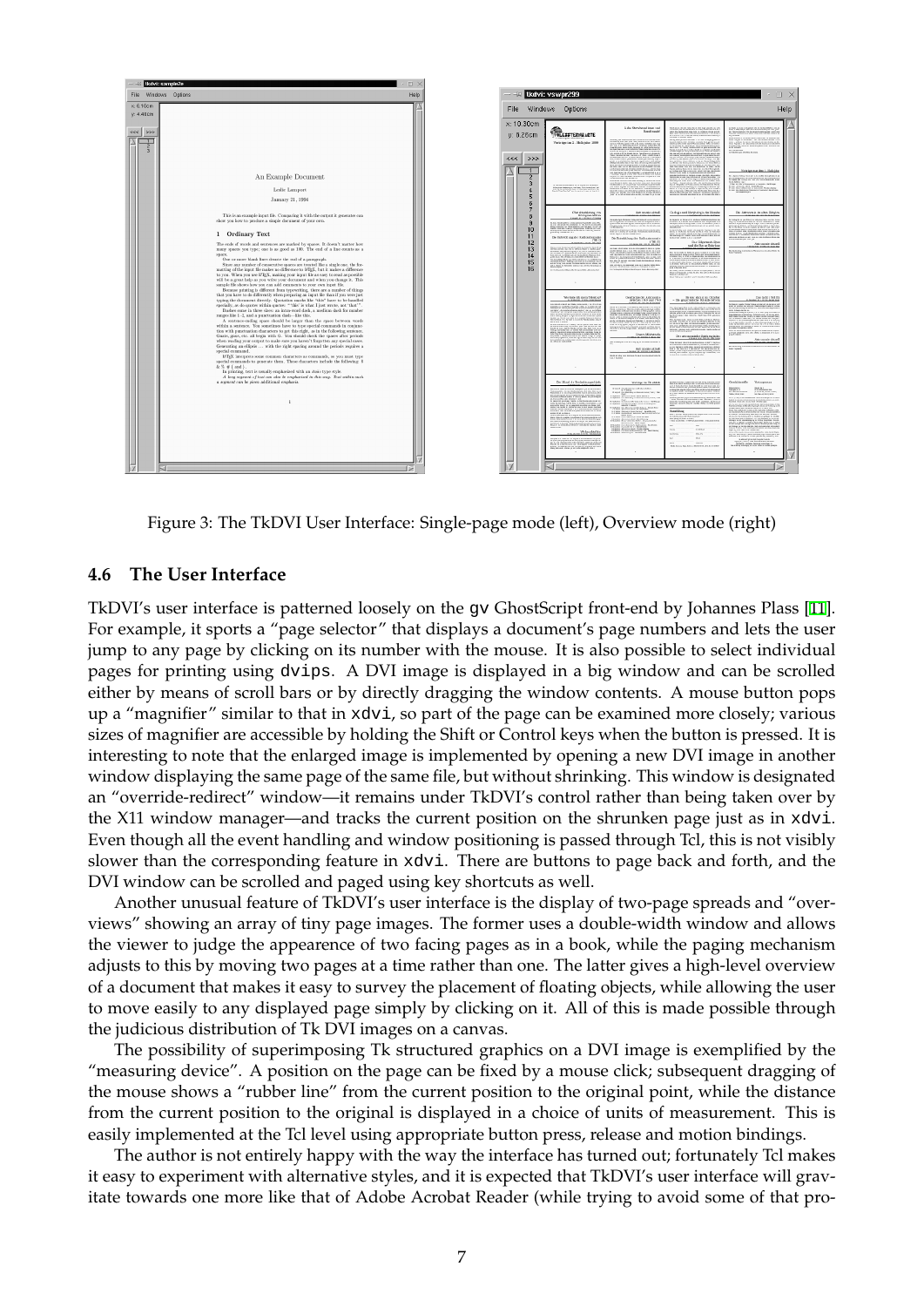Figure 3: The TkDVI User Interface: Single-page mode (left), Overview mode (right)

### 4.6 The User Interface

TkDVI's user interface is patterned loosely on the gv GhostScript front-end by Johannes Plass [11]. For example, it sports a "page selector" that displays a document's page numbers and lets the user jump to any page by clicking on its number with the mouse. It is also possible to select individual pages for printing using dvips. A DVI image is displayed in a big window and can be scrolled either by means of scroll bars or by directly dragging the window contents. A mouse button pops up a "magnifier" similar to that in xdvi, so part of the page can be examined more closely; various sizes of magnifier are accessible by holding the Shift or Control keys when the button is pressed. It is interesting to note that the enlarged image is implemented by opening a new DVI image in another window displaying the same page of the same file, but without shrinking. This window is designated an "override-redirect" window—it remains under TkDVI's control rather than being taken over by the X11 window manager—and tracks the current position on the shrunken page just as in xdvi. Even though all the event handling and window positioning is passed through Tcl, this is not visibly slower than the corresponding feature in xdvi. There are buttons to page back and forth, and the DVI window can be scrolled and paged using key shortcuts as well.

Another unusual feature of TkDVI's user interface is the display of two-page spreads and "overviews" showing an array of tiny page images. The former uses a double-width window and allows the viewer to judge the appearence of two facing pages as in a book, while the paging mechanism adjusts to this by moving two pages at a time rather than one. The latter gives a high-level overview of a document that makes it easy to survey the placement of floating objects, while allowing the user to move easily to any displayed page simply by clicking on it. All of this is made possible through the judicious distribution of Tk DVI images on a canvas.

The possibility of superimposing Tk structured graphics on a DVI image is exemplified by the "measuring device". A position on the page can be fixed by a mouse click; subsequent dragging of the mouse shows a "rubber line" from the current position to the original point, while the distance from the current position to the original is displayed in a choice of units of measurement. This is easily implemented at the Tcl level using appropriate button press, release and motion bindings.

The author is not entirely happy with the way the interface has turned out; fortunately Tcl makes it easy to experiment with alternative styles, and it is expected that TkDVI's user interface will gravitate towards one more like that of Adobe Acrobat Reader (while trying to avoid some of that pro-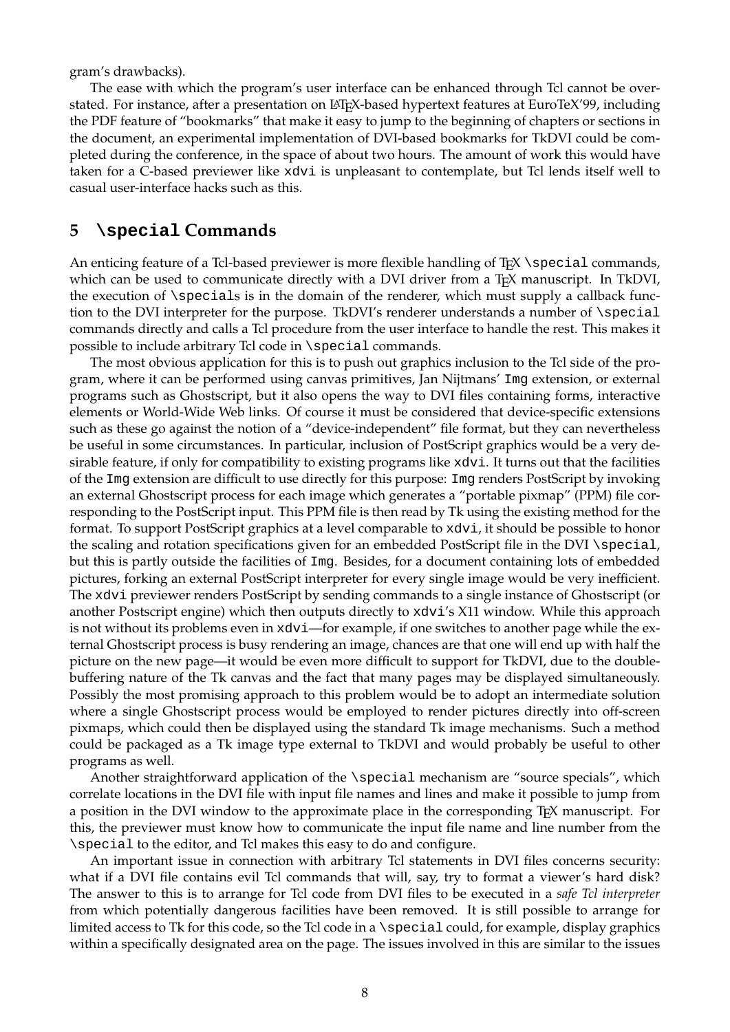gram's drawbacks).

The ease with which the program's user interface can be enhanced through Tcl cannot be overstated. For instance, after a presentation on LaTeX-based hypertext features at EuroTeX'99, including the PDF feature of "bookmarks" that make it easy to jump to the beginning of chapters or sections in the document, an experimental implementation of DVI-based bookmarks for TkDVI could be completed during the conference, in the space of about two hours. The amount of work this would have taken for a C-based previewer like `xdvi` is unpleasant to contemplate, but Tcl lends itself well to casual user-interface hacks such as this.

## 5 `\special` Commands

An enticing feature of a Tcl-based previewer is more flexible handling of TeX `\special` commands, which can be used to communicate directly with a DVI driver from a TeX manuscript. In TkDVI, the execution of `\special`s is in the domain of the renderer, which must supply a callback function to the DVI interpreter for the purpose. TkDVI's renderer understands a number of `\special` commands directly and calls a Tcl procedure from the user interface to handle the rest. This makes it possible to include arbitrary Tcl code in `\special` commands.

The most obvious application for this is to push out graphics inclusion to the Tcl side of the program, where it can be performed using canvas primitives, Jan Nijtmans' `Img` extension, or external programs such as Ghostscript, but it also opens the way to DVI files containing forms, interactive elements or World-Wide Web links. Of course it must be considered that device-specific extensions such as these go against the notion of a "device-independent" file format, but they can nevertheless be useful in some circumstances. In particular, inclusion of PostScript graphics would be a very desirable feature, if only for compatibility to existing programs like `xdvi`. It turns out that the facilities of the `Img` extension are difficult to use directly for this purpose: `Img` renders PostScript by invoking an external Ghostscript process for each image which generates a "portable pixmap" (PPM) file corresponding to the PostScript input. This PPM file is then read by Tk using the existing method for the format. To support PostScript graphics at a level comparable to `xdvi`, it should be possible to honor the scaling and rotation specifications given for an embedded PostScript file in the DVI `\special`, but this is partly outside the facilities of `Img`. Besides, for a document containing lots of embedded pictures, forking an external PostScript interpreter for every single image would be very inefficient. The `xdvi` previewer renders PostScript by sending commands to a single instance of Ghostscript (or another Postscript engine) which then outputs directly to `xdvi`'s X11 window. While this approach is not without its problems even in `xdvi`—for example, if one switches to another page while the external Ghostscript process is busy rendering an image, chances are that one will end up with half the picture on the new page—it would be even more difficult to support for TkDVI, due to the double-buffering nature of the Tk canvas and the fact that many pages may be displayed simultaneously. Possibly the most promising approach to this problem would be to adopt an intermediate solution where a single Ghostscript process would be employed to render pictures directly into off-screen pixmaps, which could then be displayed using the standard Tk image mechanisms. Such a method could be packaged as a Tk image type external to TkDVI and would probably be useful to other programs as well.

Another straightforward application of the `\special` mechanism are "source specials", which correlate locations in the DVI file with input file names and lines and make it possible to jump from a position in the DVI window to the approximate place in the corresponding TeX manuscript. For this, the previewer must know how to communicate the input file name and line number from the `\special` to the editor, and Tcl makes this easy to do and configure.

An important issue in connection with arbitrary Tcl statements in DVI files concerns security: what if a DVI file contains evil Tcl commands that will, say, try to format a viewer's hard disk? The answer to this is to arrange for Tcl code from DVI files to be executed in a *safe Tcl interpreter* from which potentially dangerous facilities have been removed. It is still possible to arrange for limited access to Tk for this code, so the Tcl code in a `\special` could, for example, display graphics within a specifically designated area on the page. The issues involved in this are similar to the issues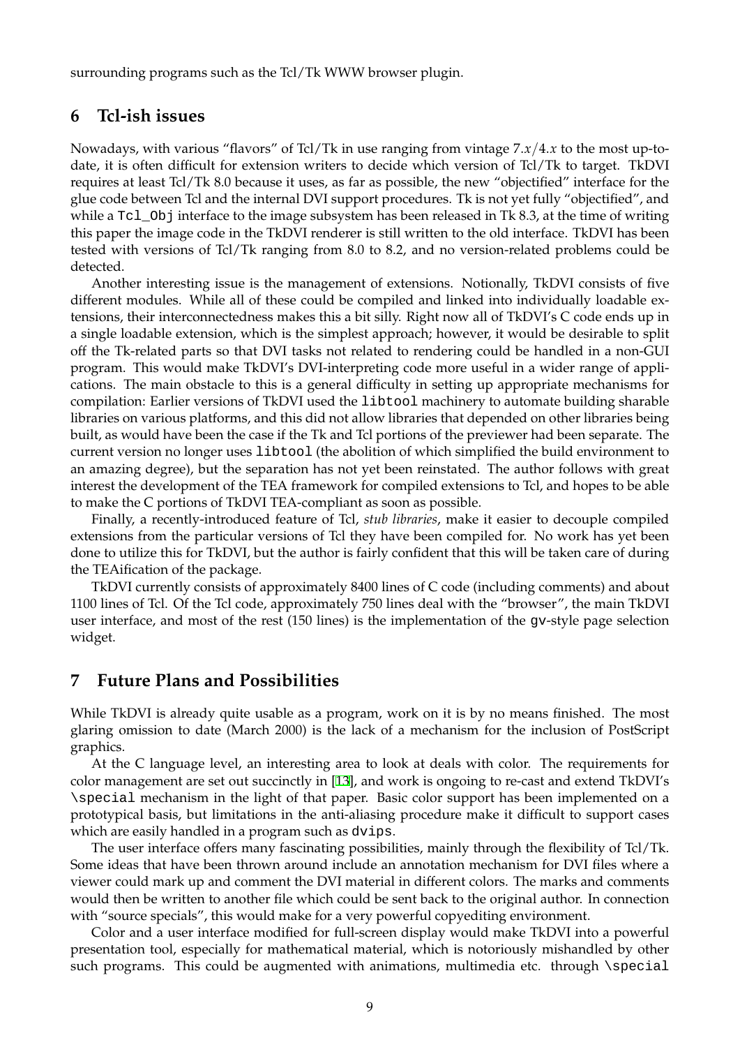surrounding programs such as the Tcl/Tk WWW browser plugin.

## 6 Tcl-ish issues

Nowadays, with various "flavors" of Tcl/Tk in use ranging from vintage $7.x/4.x$ to the most up-to-date, it is often difficult for extension writers to decide which version of Tcl/Tk to target. TkDVI requires at least Tcl/Tk 8.0 because it uses, as far as possible, the new "objectified" interface for the glue code between Tcl and the internal DVI support procedures. Tk is not yet fully "objectified", and while a `Tcl_Obj` interface to the image subsystem has been released in Tk 8.3, at the time of writing this paper the image code in the TkDVI renderer is still written to the old interface. TkDVI has been tested with versions of Tcl/Tk ranging from 8.0 to 8.2, and no version-related problems could be detected.

Another interesting issue is the management of extensions. Notionally, TkDVI consists of five different modules. While all of these could be compiled and linked into individually loadable extensions, their interconnectedness makes this a bit silly. Right now all of TkDVI's C code ends up in a single loadable extension, which is the simplest approach; however, it would be desirable to split off the Tk-related parts so that DVI tasks not related to rendering could be handled in a non-GUI program. This would make TkDVI's DVI-interpreting code more useful in a wider range of applications. The main obstacle to this is a general difficulty in setting up appropriate mechanisms for compilation: Earlier versions of TkDVI used the `libtool` machinery to automate building sharable libraries on various platforms, and this did not allow libraries that depended on other libraries being built, as would have been the case if the Tk and Tcl portions of the previewer had been separate. The current version no longer uses `libtool` (the abolition of which simplified the build environment to an amazing degree), but the separation has not yet been reinstated. The author follows with great interest the development of the TEA framework for compiled extensions to Tcl, and hopes to be able to make the C portions of TkDVI TEA-compliant as soon as possible.

Finally, a recently-introduced feature of Tcl, *stub libraries*, make it easier to decouple compiled extensions from the particular versions of Tcl they have been compiled for. No work has yet been done to utilize this for TkDVI, but the author is fairly confident that this will be taken care of during the TEAification of the package.

TkDVI currently consists of approximately 8400 lines of C code (including comments) and about 1100 lines of Tcl. Of the Tcl code, approximately 750 lines deal with the "browser", the main TkDVI user interface, and most of the rest (150 lines) is the implementation of the `gv`-style page selection widget.

## 7 Future Plans and Possibilities

While TkDVI is already quite usable as a program, work on it is by no means finished. The most glaring omission to date (March 2000) is the lack of a mechanism for the inclusion of PostScript graphics.

At the C language level, an interesting area to look at deals with color. The requirements for color management are set out succinctly in [13], and work is ongoing to re-cast and extend TkDVI's `\special` mechanism in the light of that paper. Basic color support has been implemented on a prototypical basis, but limitations in the anti-aliasing procedure make it difficult to support cases which are easily handled in a program such as `dvips`.

The user interface offers many fascinating possibilities, mainly through the flexibility of Tcl/Tk. Some ideas that have been thrown around include an annotation mechanism for DVI files where a viewer could mark up and comment the DVI material in different colors. The marks and comments would then be written to another file which could be sent back to the original author. In connection with "source specials", this would make for a very powerful copyediting environment.

Color and a user interface modified for full-screen display would make TkDVI into a powerful presentation tool, especially for mathematical material, which is notoriously mishandled by other such programs. This could be augmented with animations, multimedia etc. through `\special`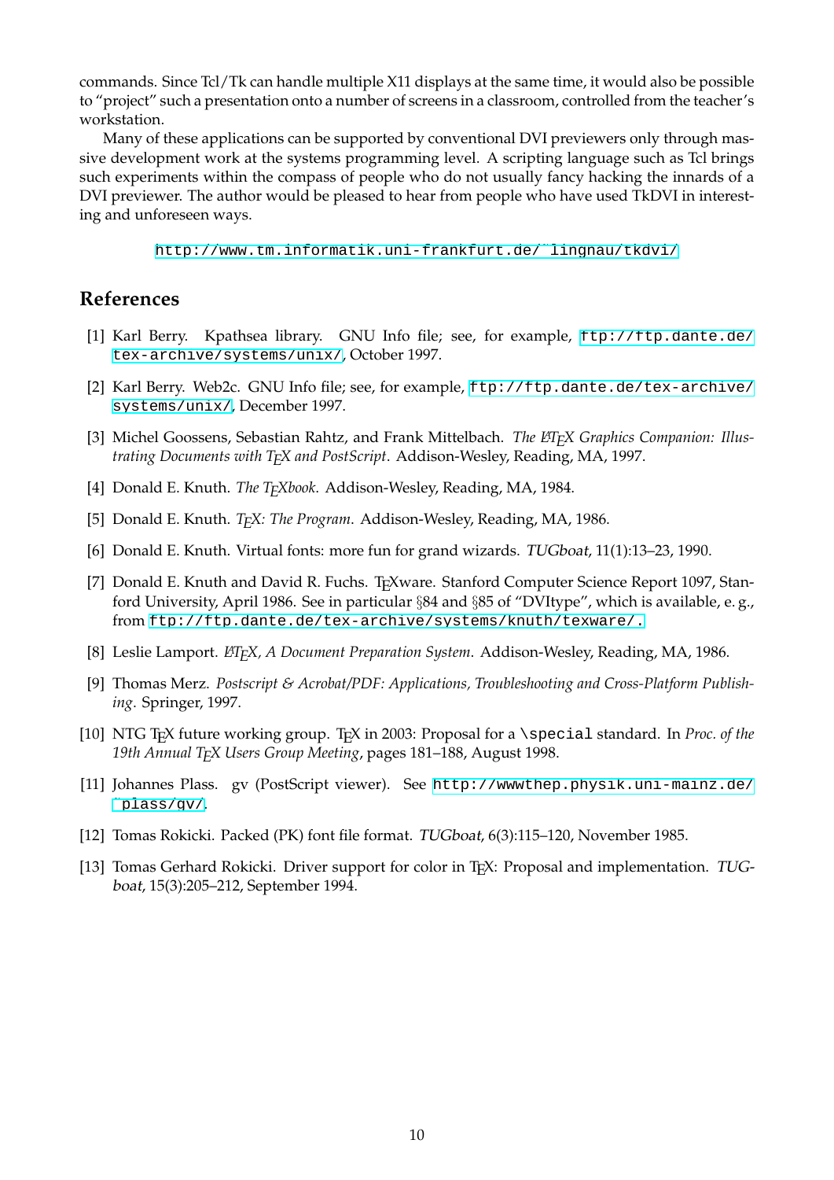commands. Since Tcl/Tk can handle multiple X11 displays at the same time, it would also be possible to "project" such a presentation onto a number of screens in a classroom, controlled from the teacher's workstation.

Many of these applications can be supported by conventional DVI previewers only through massive development work at the systems programming level. A scripting language such as Tcl brings such experiments within the compass of people who do not usually fancy hacking the innards of a DVI previewer. The author would be pleased to hear from people who have used TkDVI in interesting and unforeseen ways.

`http://www.tm.informatik.uni-frankfurt.de/~lingnau/tkdvi/`

## References

[1] Karl Berry. Kpathsea library. GNU Info file; see, for example, `ftp://ftp.dante.de/tex-archive/systems/unix/`, October 1997.

[2] Karl Berry. Web2c. GNU Info file; see, for example, `ftp://ftp.dante.de/tex-archive/systems/unix/`, December 1997.

[3] Michel Goossens, Sebastian Rahtz, and Frank Mittelbach. *The LaTeX Graphics Companion: Illustrating Documents with TeX and PostScript*. Addison-Wesley, Reading, MA, 1997.

[4] Donald E. Knuth. *The TeXbook*. Addison-Wesley, Reading, MA, 1984.

[5] Donald E. Knuth. *TeX: The Program*. Addison-Wesley, Reading, MA, 1986.

[6] Donald E. Knuth. Virtual fonts: more fun for grand wizards. *TUGboat*, 11(1):13–23, 1990.

[7] Donald E. Knuth and David R. Fuchs. TeXware. Stanford Computer Science Report 1097, Stanford University, April 1986. See in particular §84 and §85 of "DVItype", which is available, e. g., from `ftp://ftp.dante.de/tex-archive/systems/knuth/texware/`.

[8] Leslie Lamport. *LaTeX, A Document Preparation System*. Addison-Wesley, Reading, MA, 1986.

[9] Thomas Merz. *Postscript & Acrobat/PDF: Applications, Troubleshooting and Cross-Platform Publishing*. Springer, 1997.

[10] NTG TeX future working group. TeX in 2003: Proposal for a `\special` standard. In *Proc. of the 19th Annual TeX Users Group Meeting*, pages 181–188, August 1998.

[11] Johannes Plass. gv (PostScript viewer). See `http://wwwthep.physik.uni-mainz.de/~plass/gv/`.

[12] Tomas Rokicki. Packed (PK) font file format. *TUGboat*, 6(3):115–120, November 1985.

[13] Tomas Gerhard Rokicki. Driver support for color in TeX: Proposal and implementation. *TUGboat*, 15(3):205–212, September 1994.